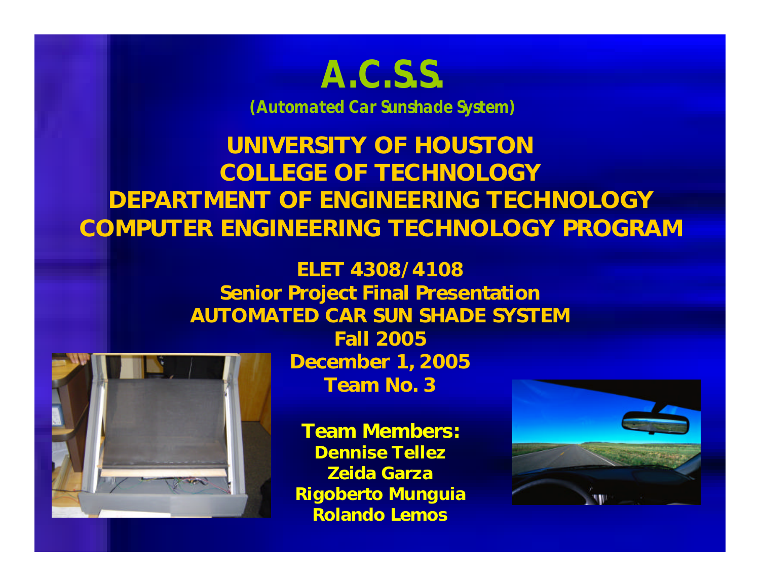# A.C.S.S.

*(Automated Car Sunshade System)*

## UNIVERSITY OF HOUSTON
## COLLEGE OF TECHNOLOGY
## DEPARTMENT OF ENGINEERING TECHNOLOGY
## COMPUTER ENGINEERING TECHNOLOGY PROGRAM

**ELET 4308/4108**
**Senior Project Final Presentation**
**AUTOMATED CAR SUN SHADE SYSTEM**
**Fall 2005**
**December 1, 2005**
**Team No. 3**

**Team Members:**
**Dennise Tellez**
**Zeida Garza**
**Rigoberto Munguia**
**Rolando Lemos**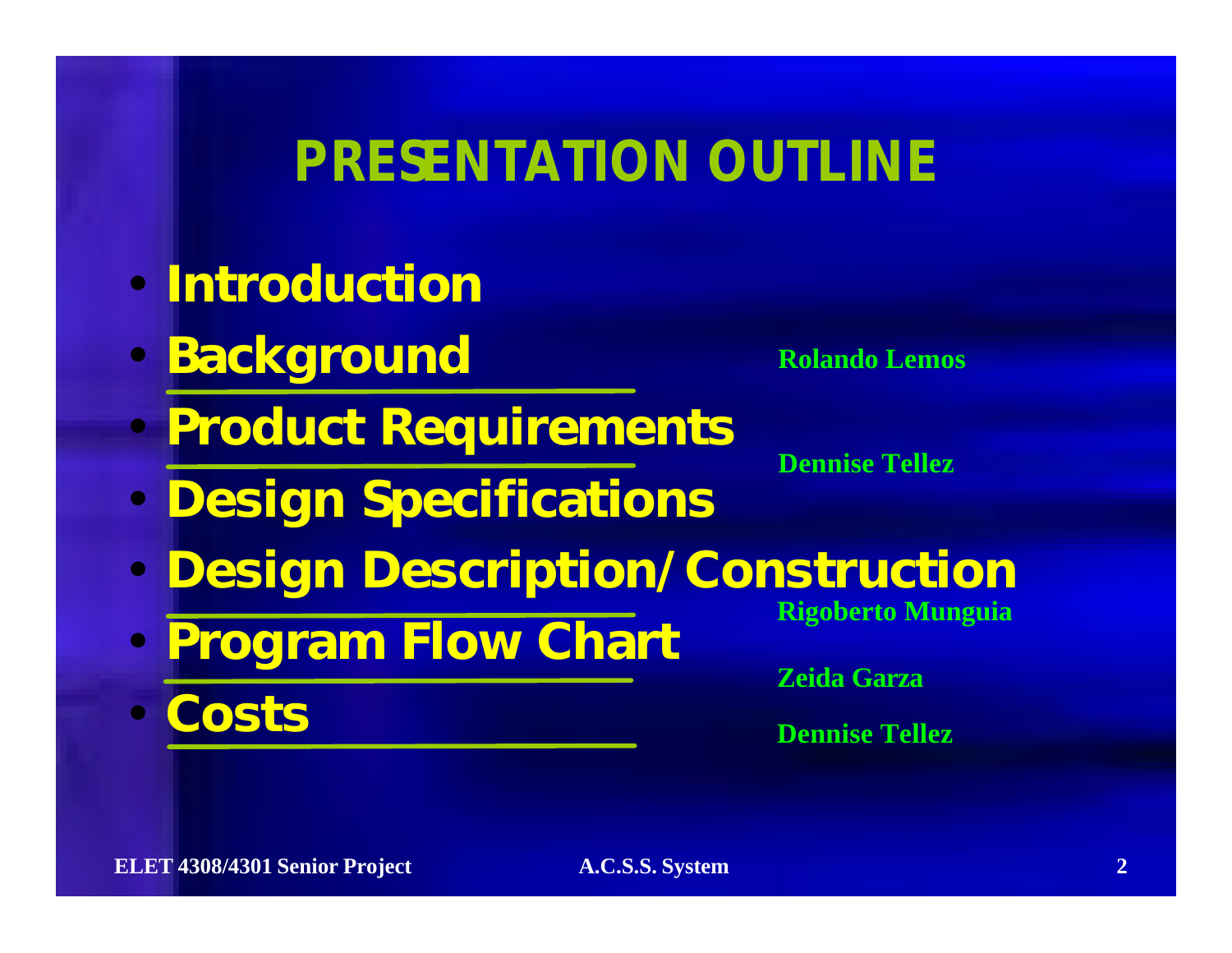# PRESENTATION OUTLINE

- Introduction
- Background — Rolando Lemos
- Product Requirements
- Design Specifications — Dennise Tellez
- Design Description/Construction — Rigoberto Munguia
- Program Flow Chart — Zeida Garza
- Costs — Dennise Tellez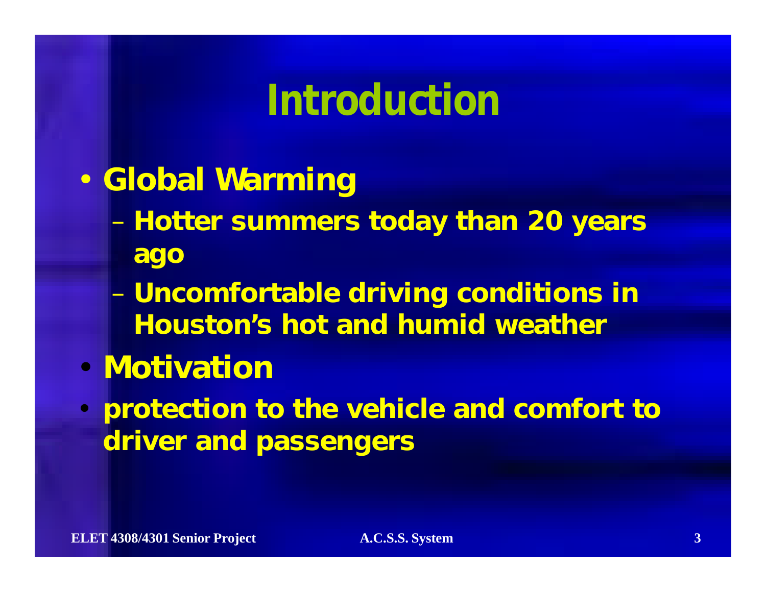# Introduction

- **Global Warming**
  - **Hotter summers today than 20 years ago**
  - **Uncomfortable driving conditions in Houston's hot and humid weather**
- **Motivation**
- **protection to the vehicle and comfort to driver and passengers**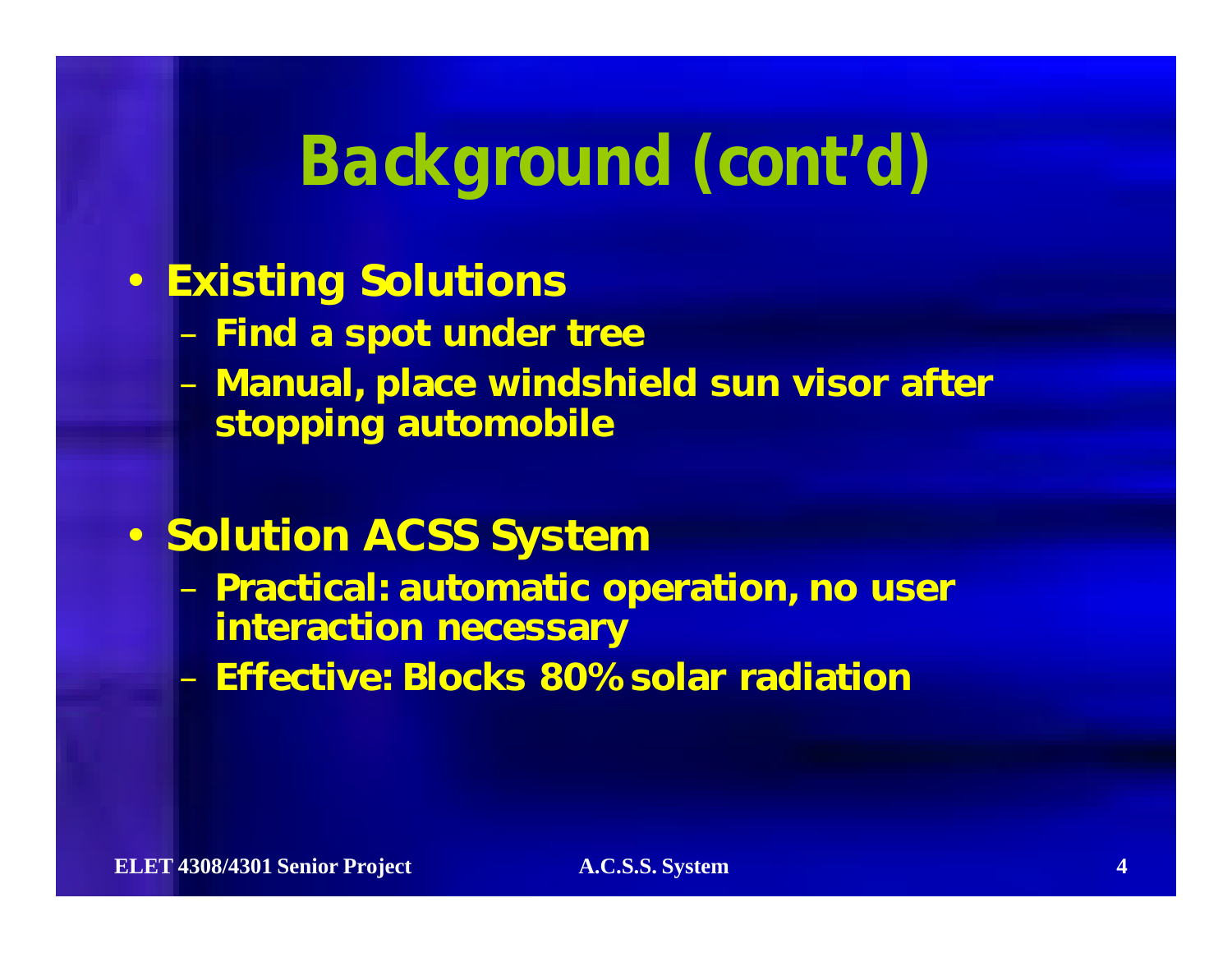# Background (cont'd)

- **Existing Solutions**
  - Find a spot under tree
  - Manual, place windshield sun visor after stopping automobile
- **Solution ACSS System**
  - Practical: automatic operation, no user interaction necessary
  - Effective: Blocks 80% solar radiation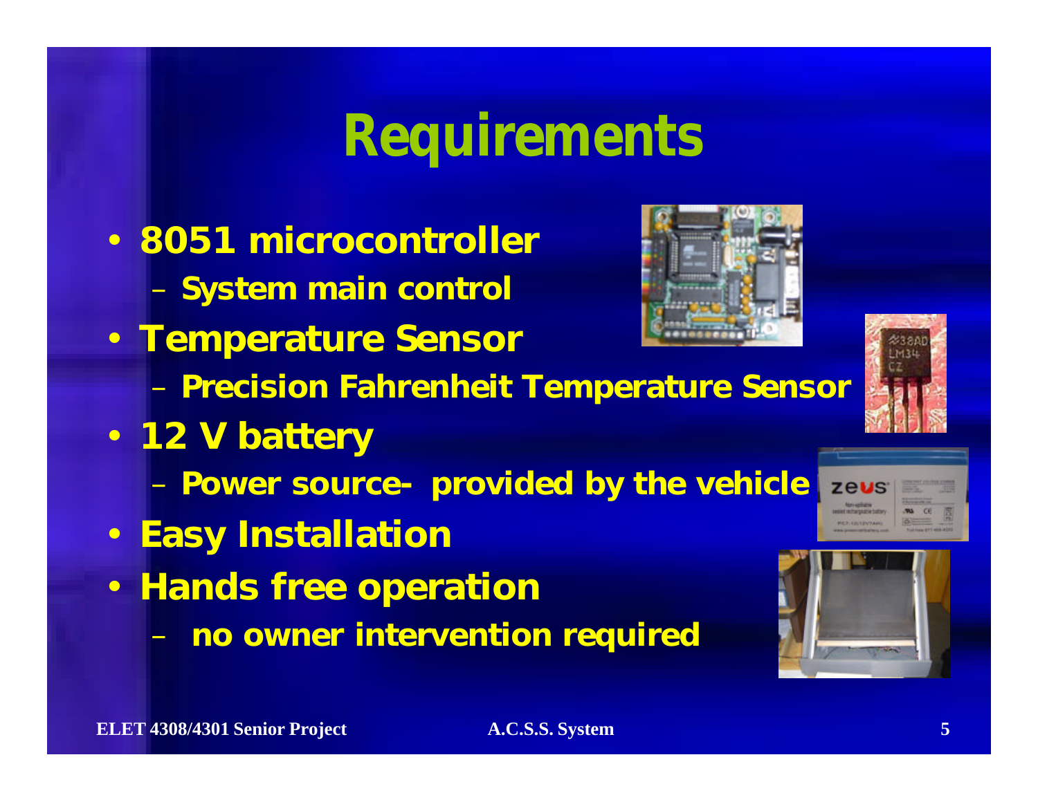# Requirements

- **8051 microcontroller**
  - **System main control**
- **Temperature Sensor**
  - **Precision Fahrenheit Temperature Sensor**
- **12 V battery**
  - **Power source- provided by the vehicle**
- **Easy Installation**
- **Hands free operation**
  - **no owner intervention required**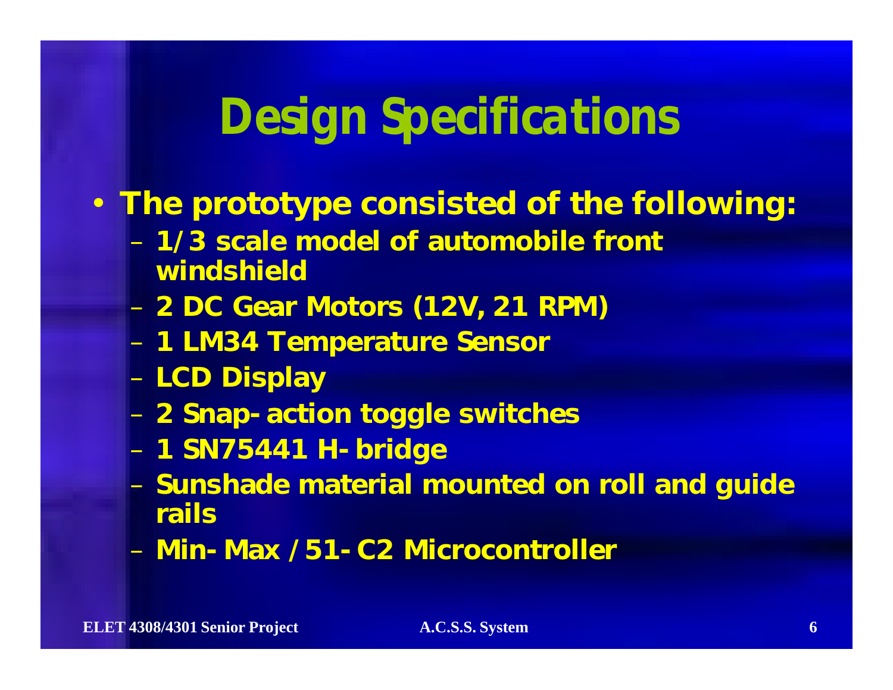# Design Specifications

- The prototype consisted of the following:
  - 1/3 scale model of automobile front windshield
  - 2 DC Gear Motors (12V, 21 RPM)
  - 1 LM34 Temperature Sensor
  - LCD Display
  - 2 Snap-action toggle switches
  - 1 SN75441 H-bridge
  - Sunshade material mounted on roll and guide rails
  - Min-Max /51-C2 Microcontroller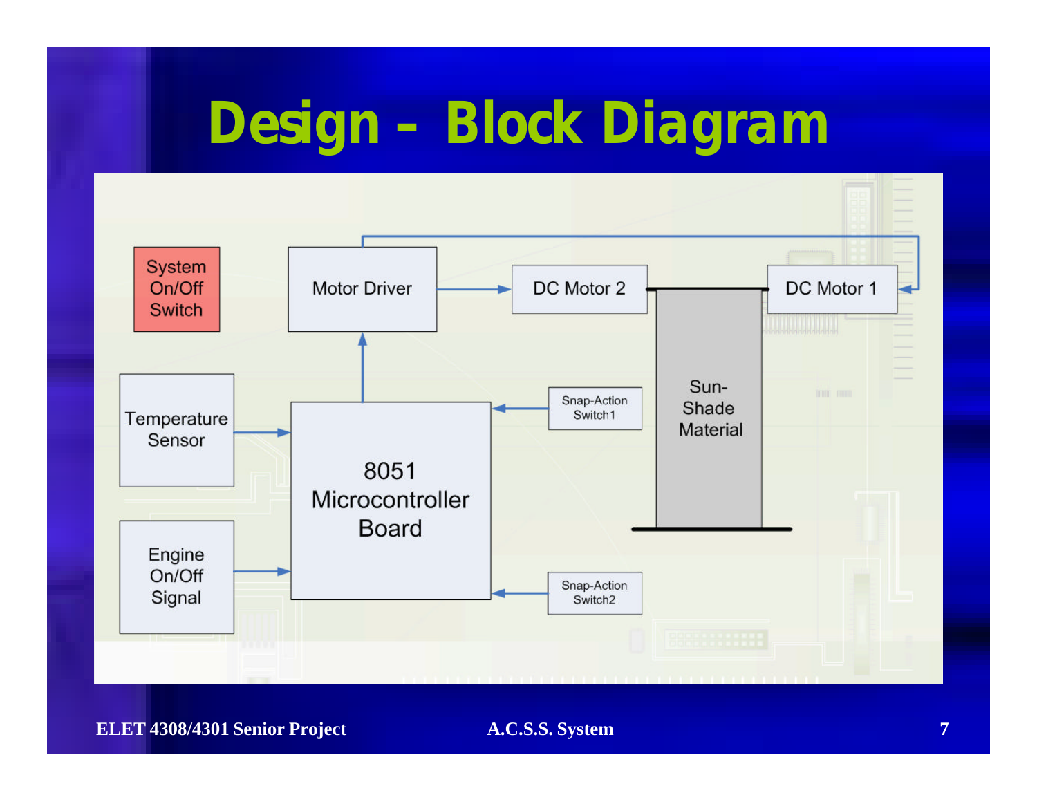# Design – Block Diagram

System On/Off Switch

Motor Driver

DC Motor 2

DC Motor 1

Temperature Sensor

8051 Microcontroller Board

Snap-Action Switch1

Sun-Shade Material

Engine On/Off Signal

Snap-Action Switch2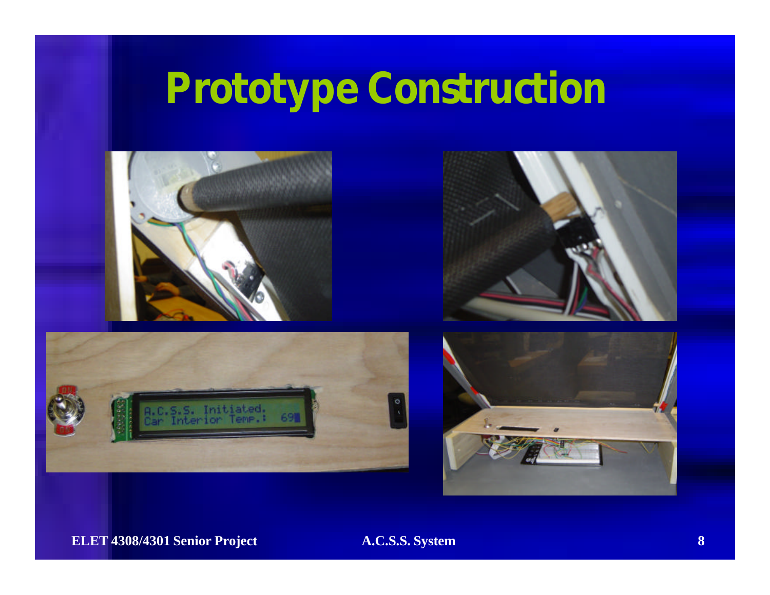# Prototype Construction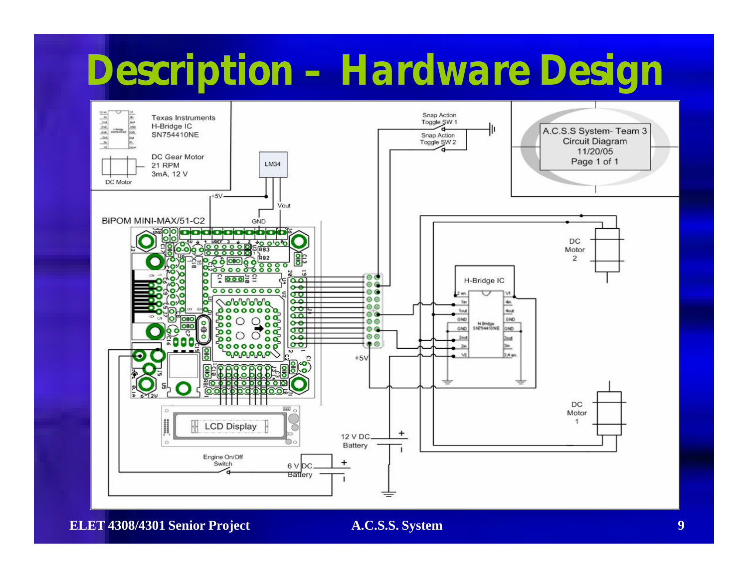# Description – Hardware Design

Texas Instruments
H-Bridge IC
SN754410NE

DC Gear Motor
21 RPM
3mA, 12 V

DC Motor

LM34

+5V

Vout

GND

BiPOM MINI-MAX/51-C2

Snap Action
Toggle SW 1

Snap Action
Toggle SW 2

A.C.S.S System- Team 3
Circuit Diagram
11/20/05
Page 1 of 1

DC
Motor
2

H-Bridge IC

+5V

DC
Motor
1

LCD Display

12 V DC
Battery

Engine On/Off
Switch

6 V DC
Battery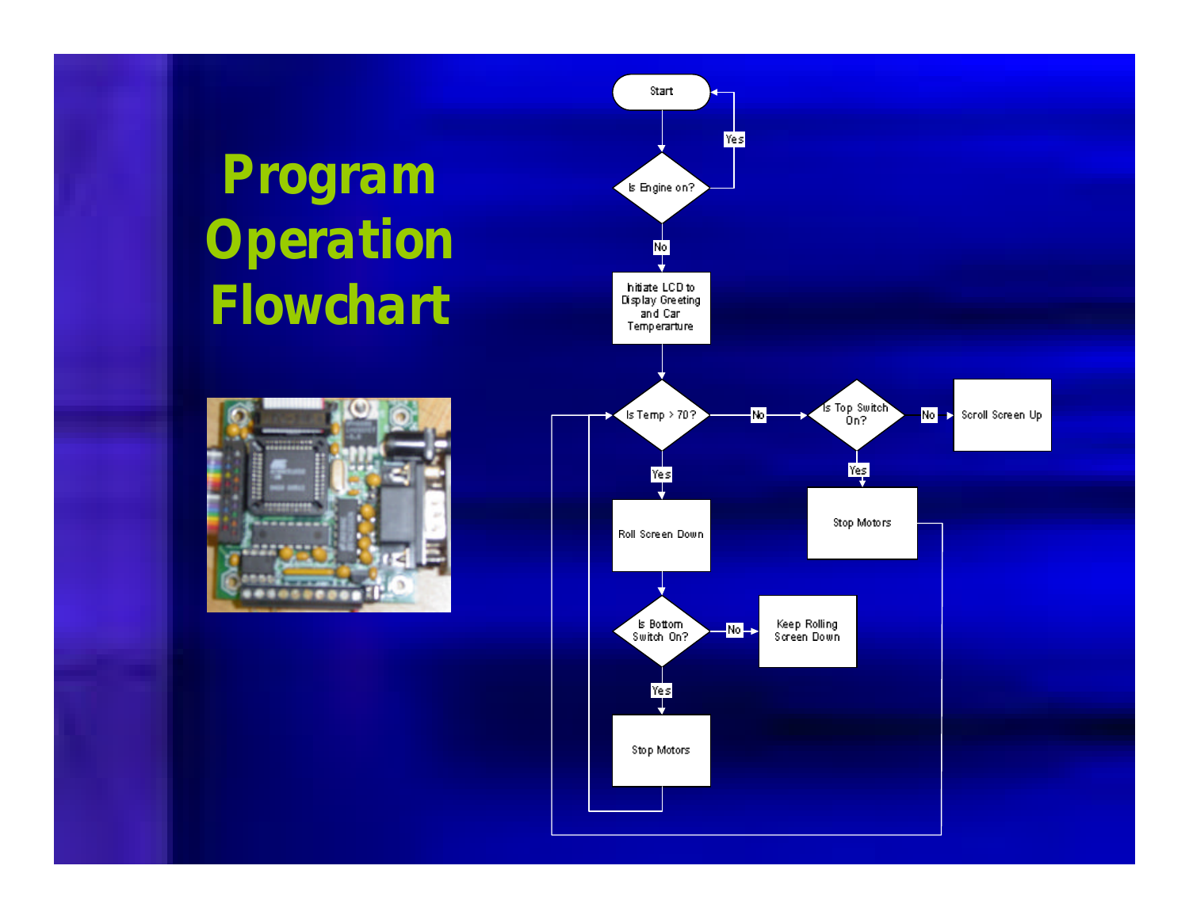# Program Operation Flowchart

Start

Is Engine on?

Yes

No

Initiate LCD to Display Greeting and Car Temperarture

Is Temp > 70?

No

Is Top Switch On?

No

Scroll Screen Up

Yes

Stop Motors

Yes

Roll Screen Down

Is Bottom Switch On?

No

Keep Rolling Screen Down

Yes

Stop Motors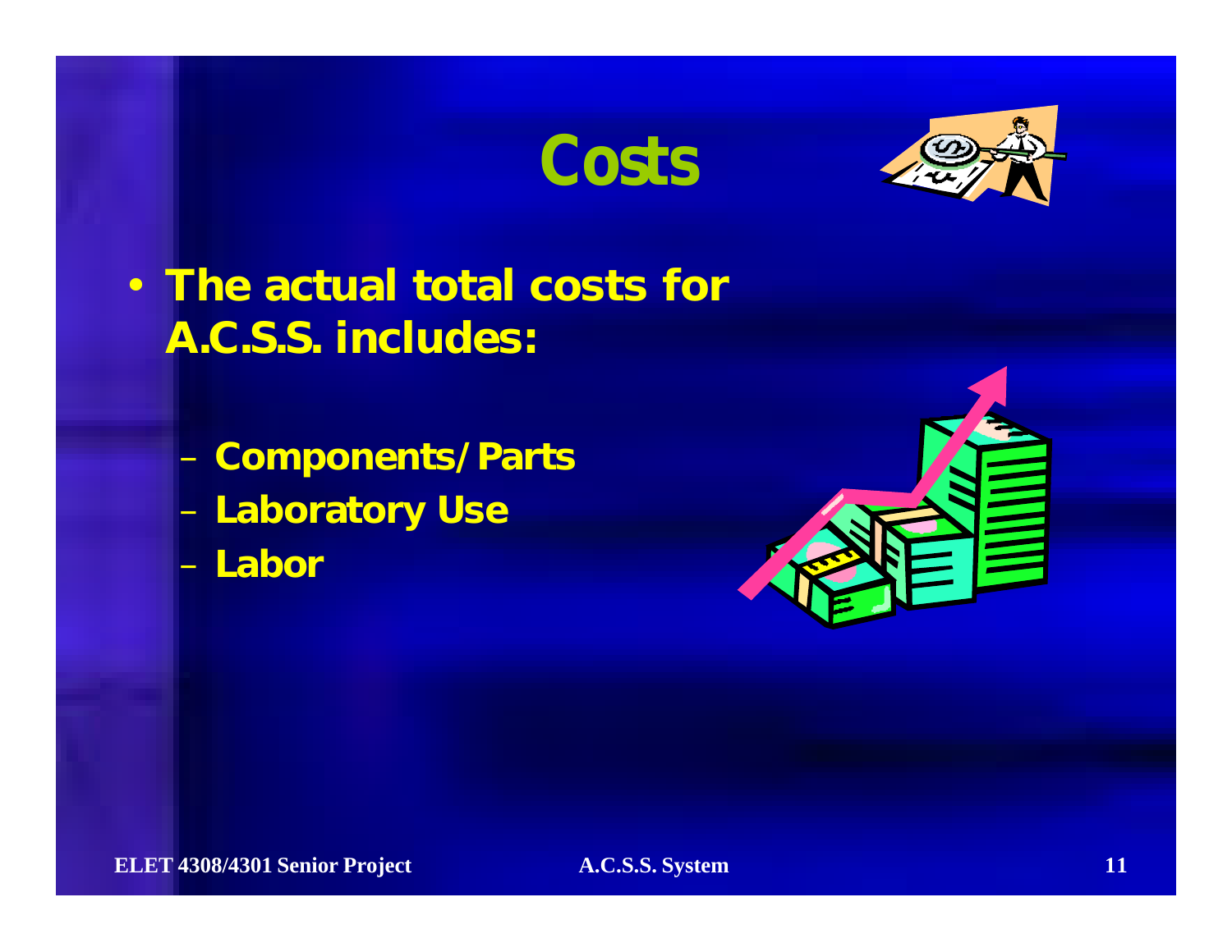# Costs

- **The actual total costs for A.C.S.S. includes:**
  - **Components/Parts**
  - **Laboratory Use**
  - **Labor**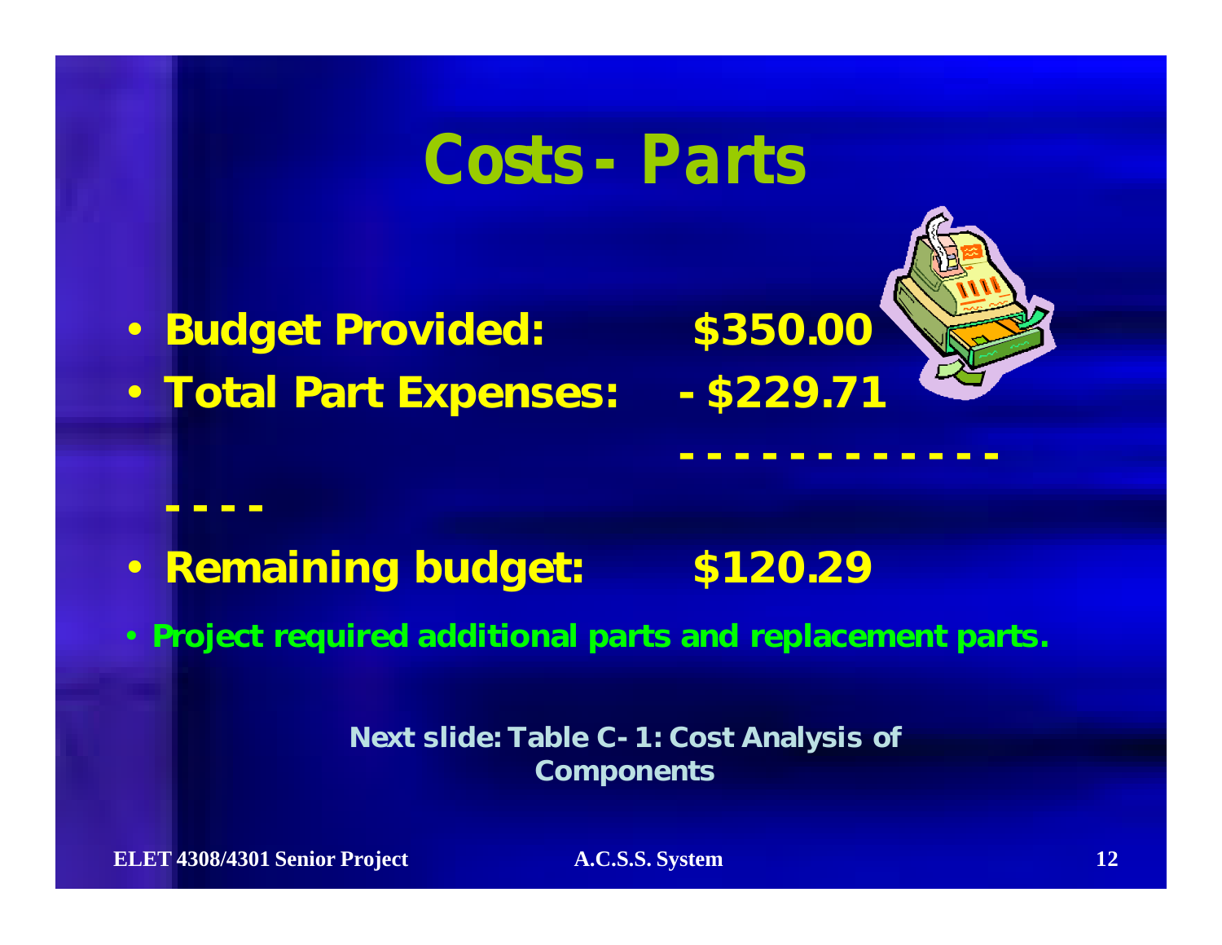# Costs - Parts

- **Budget Provided: $350.00**
- **Total Part Expenses: - $229.71**

**- - - - - - - - - - - - - - - -**

- **Remaining budget: $120.29**
- **Project required additional parts and replacement parts.**

**Next slide: Table C-1: Cost Analysis of Components**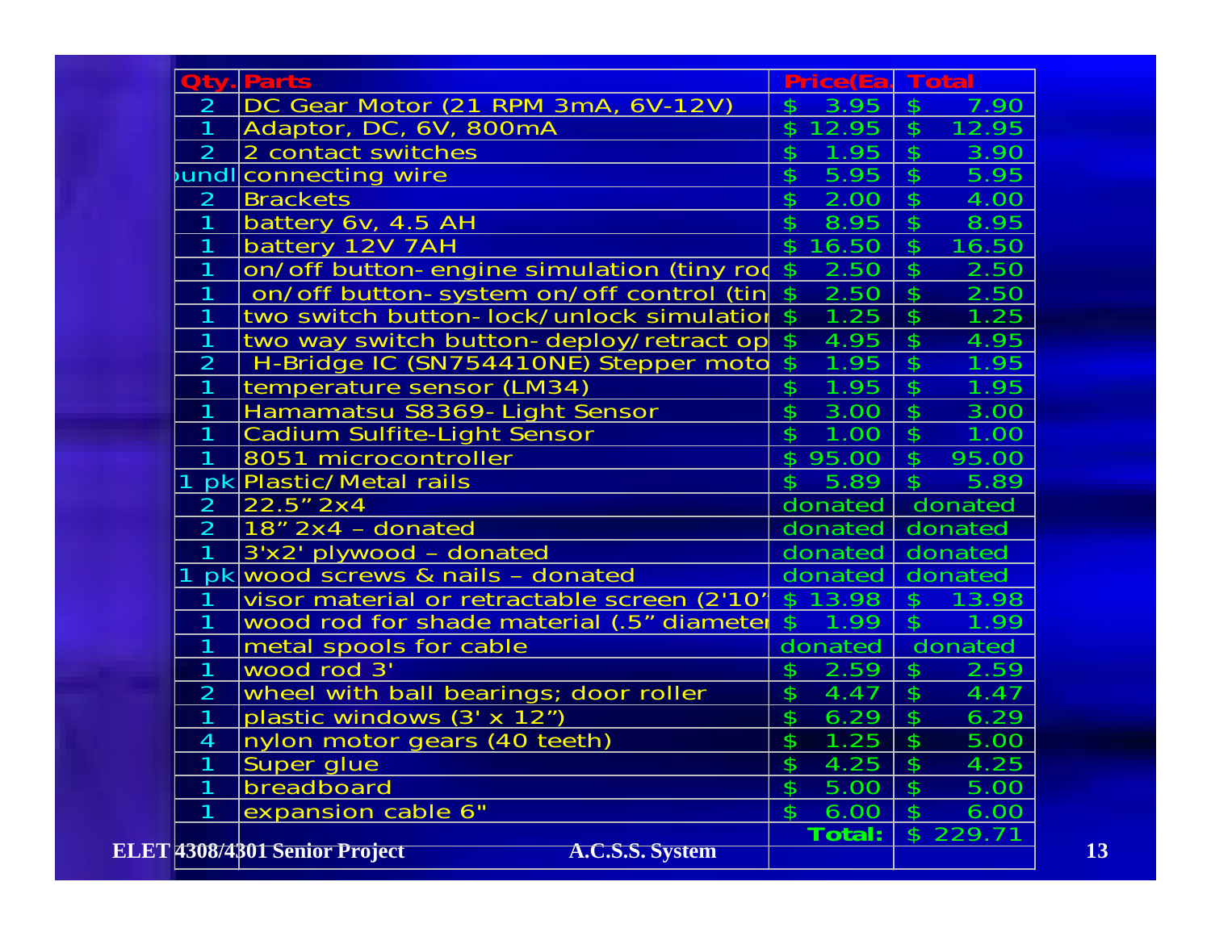| Qty. | Parts | Price(Ea. | Total |
|---|---|---|---|
| 2 | DC Gear Motor (21 RPM 3mA, 6V-12V) | $ 3.95 | $ 7.90 |
| 1 | Adaptor, DC, 6V, 800mA | $ 12.95 | $ 12.95 |
| 2 | 2 contact switches | $ 1.95 | $ 3.90 |
| bundl | connecting wire | $ 5.95 | $ 5.95 |
| 2 | Brackets | $ 2.00 | $ 4.00 |
| 1 | battery 6v, 4.5 AH | $ 8.95 | $ 8.95 |
| 1 | battery 12V 7AH | $ 16.50 | $ 16.50 |
| 1 | on/off button- engine simulation (tiny roc | $ 2.50 | $ 2.50 |
| 1 | on/off button- system on/off control (tin | $ 2.50 | $ 2.50 |
| 1 | two switch button- lock/unlock simulatio | $ 1.25 | $ 1.25 |
| 1 | two way switch button- deploy/retract op | $ 4.95 | $ 4.95 |
| 2 | H-Bridge IC (SN754410NE) Stepper moto | $ 1.95 | $ 1.95 |
| 1 | temperature sensor (LM34) | $ 1.95 | $ 1.95 |
| 1 | Hamamatsu S8369- Light Sensor | $ 3.00 | $ 3.00 |
| 1 | Cadium Sulfite-Light Sensor | $ 1.00 | $ 1.00 |
| 1 | 8051 microcontroller | $ 95.00 | $ 95.00 |
| 1 pk | Plastic/Metal rails | $ 5.89 | $ 5.89 |
| 2 | 22.5" 2x4 | donated | donated |
| 2 | 18" 2x4 – donated | donated | donated |
| 1 | 3'x2' plywood – donated | donated | donated |
| 1 pk | wood screws & nails – donated | donated | donated |
| 1 | visor material or retractable screen (2'10' | $ 13.98 | $ 13.98 |
| 1 | wood rod for shade material (.5" diamete | $ 1.99 | $ 1.99 |
| 1 | metal spools for cable | donated | donated |
| 1 | wood rod 3' | $ 2.59 | $ 2.59 |
| 2 | wheel with ball bearings; door roller | $ 4.47 | $ 4.47 |
| 1 | plastic windows (3' x 12") | $ 6.29 | $ 6.29 |
| 4 | nylon motor gears (40 teeth) | $ 1.25 | $ 5.00 |
| 1 | Super glue | $ 4.25 | $ 4.25 |
| 1 | breadboard | $ 5.00 | $ 5.00 |
| 1 | expansion cable 6" | $ 6.00 | $ 6.00 |
| | | **Total:** | $ 229.71 |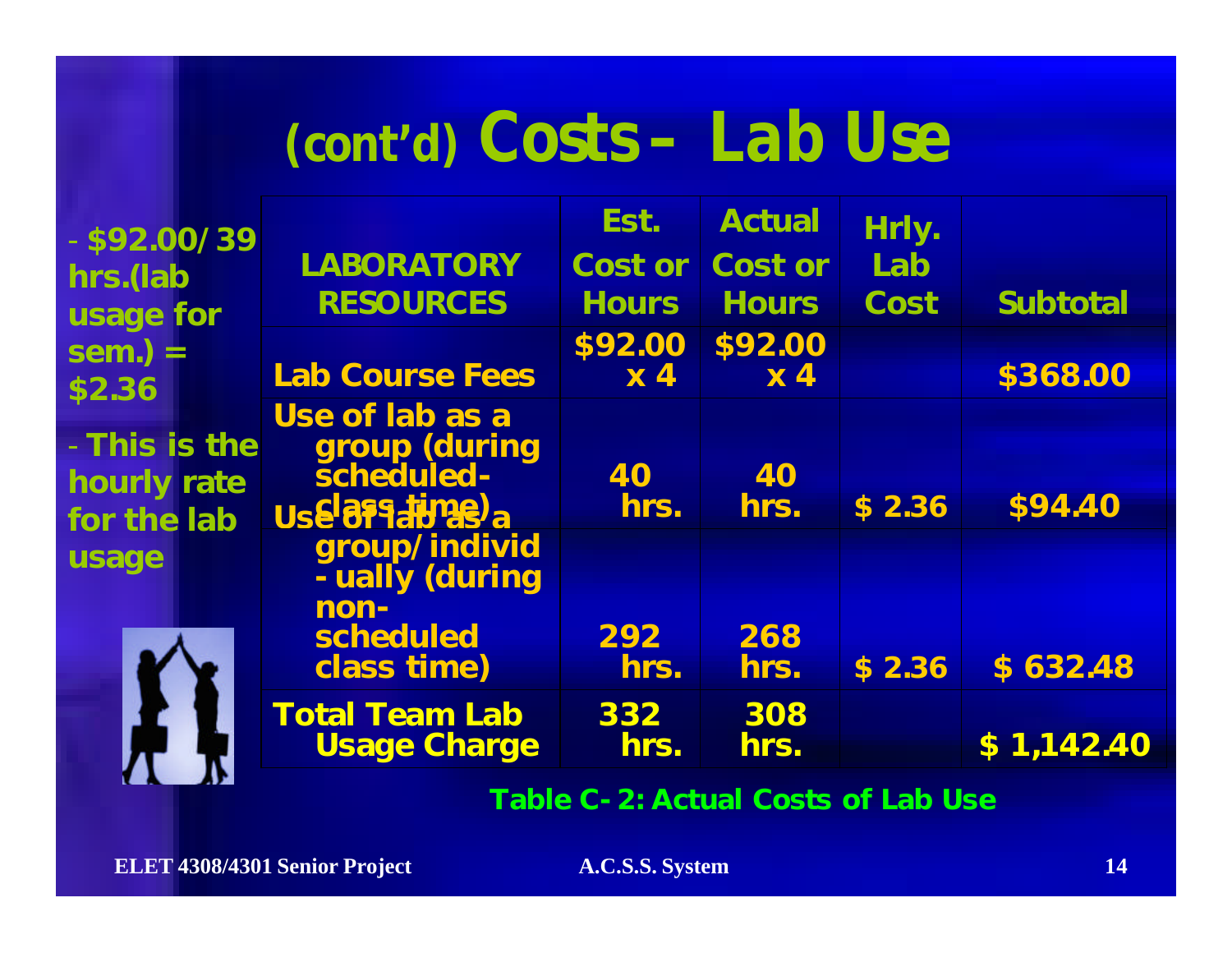# (cont'd) Costs – Lab Use

- $92.00/39 hrs.(lab usage for sem.) = $2.36
- This is the hourly rate for the lab usage

| LABORATORY RESOURCES | Est. Cost or Hours | Actual Cost or Hours | Hrly. Lab Cost | Subtotal |
|---|---|---|---|---|
| Lab Course Fees | $92.00 x 4 | $92.00 x 4 | | $368.00 |
| Use of lab as a group (during scheduled-class time) | 40 hrs. | 40 hrs. | $ 2.36 | $94.40 |
| Use of lab as a group/individ-ually (during non-scheduled class time) | 292 hrs. | 268 hrs. | $ 2.36 | $ 632.48 |
| Total Team Lab Usage Charge | 332 hrs. | 308 hrs. | | $ 1,142.40 |

Table C-2: Actual Costs of Lab Use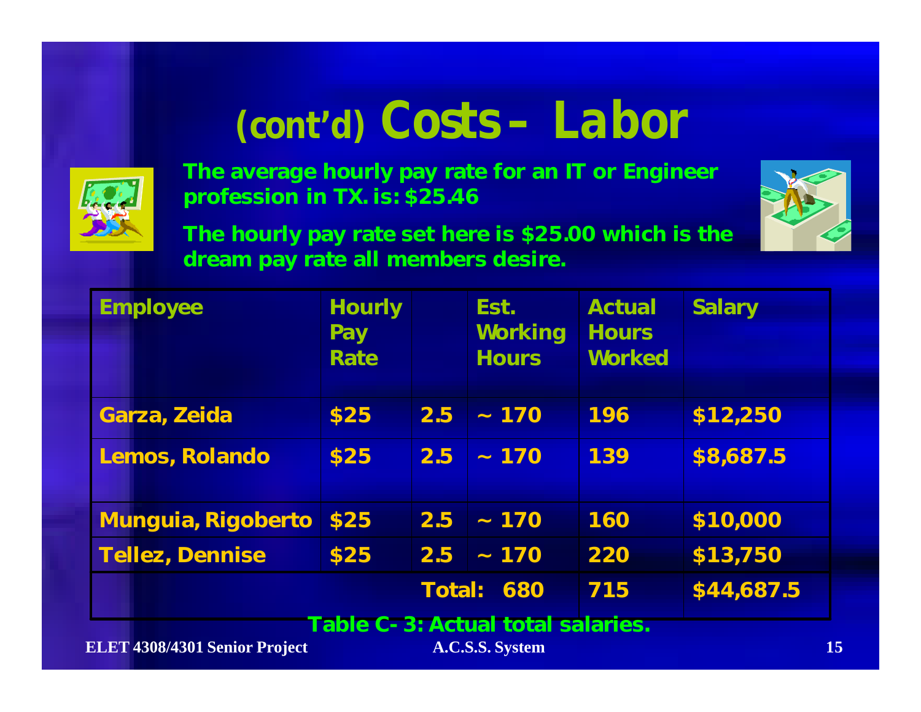# (cont'd) Costs – Labor

The average hourly pay rate for an IT or Engineer profession in TX. is: $25.46

The hourly pay rate set here is $25.00 which is the dream pay rate all members desire.

| Employee | Hourly Pay Rate | | Est. Working Hours | Actual Hours Worked | Salary |
|---|---|---|---|---|---|
| Garza, Zeida | $25 | 2.5 | ~ 170 | 196 | $12,250 |
| Lemos, Rolando | $25 | 2.5 | ~ 170 | 139 | $8,687.5 |
| Munguia, Rigoberto | $25 | 2.5 | ~ 170 | 160 | $10,000 |
| Tellez, Dennise | $25 | 2.5 | ~ 170 | 220 | $13,750 |
| | | Total: | 680 | 715 | $44,687.5 |

Table C-3: Actual total salaries.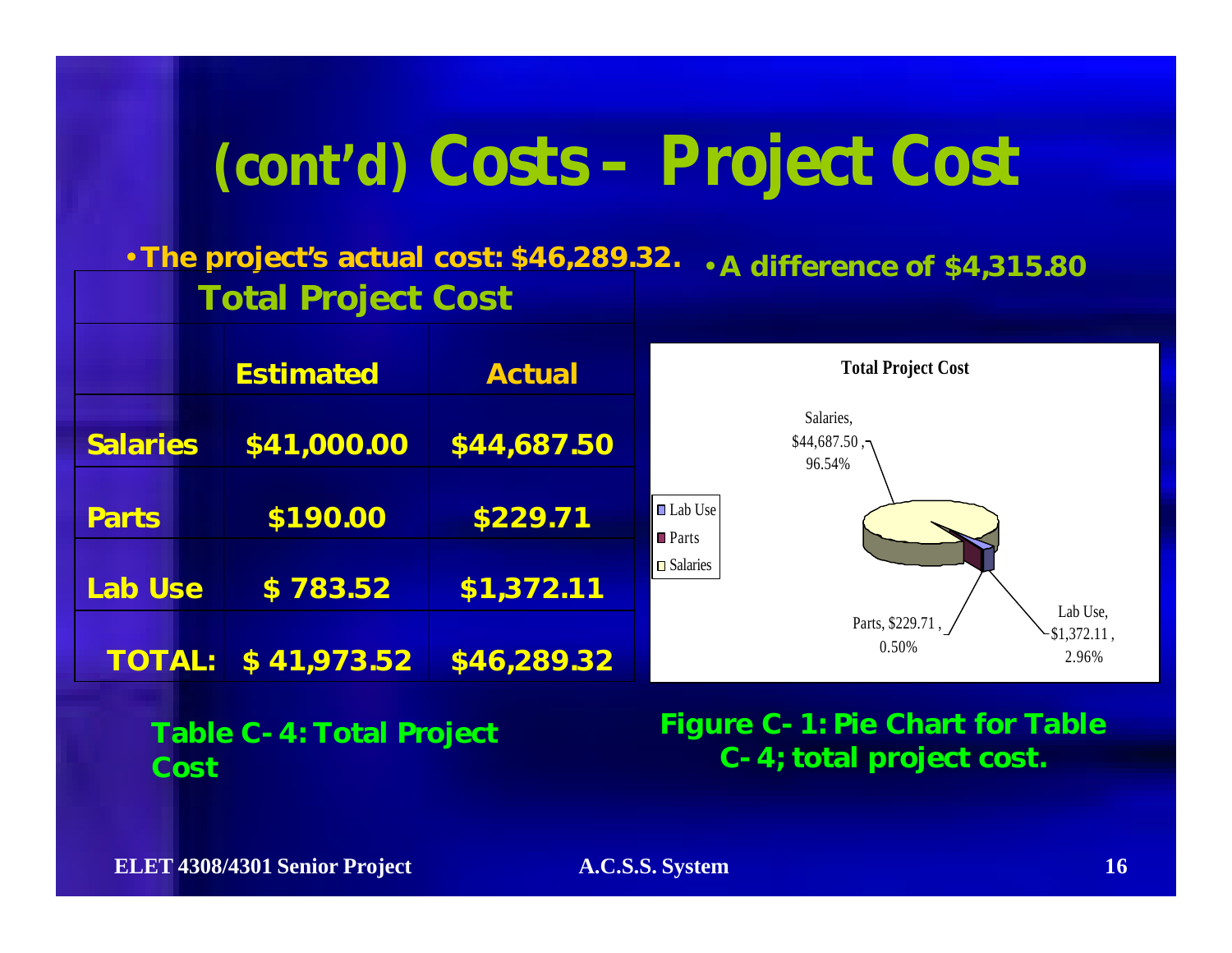# (cont'd) Costs – Project Cost

- The project's actual cost: $46,289.32.
- A difference of $4,315.80

**Total Project Cost**

| | Estimated | Actual |
|---|---|---|
| Salaries | $41,000.00 | $44,687.50 |
| Parts | $190.00 | $229.71 |
| Lab Use | $ 783.52 | $1,372.11 |
| TOTAL: | $ 41,973.52 | $46,289.32 |

Table C-4: Total Project Cost

Total Project Cost

Salaries, $44,687.50 , 96.54%

Parts, $229.71 , 0.50%

Lab Use, $1,372.11 , 2.96%

Lab Use
Parts
Salaries

Figure C-1: Pie Chart for Table C-4; total project cost.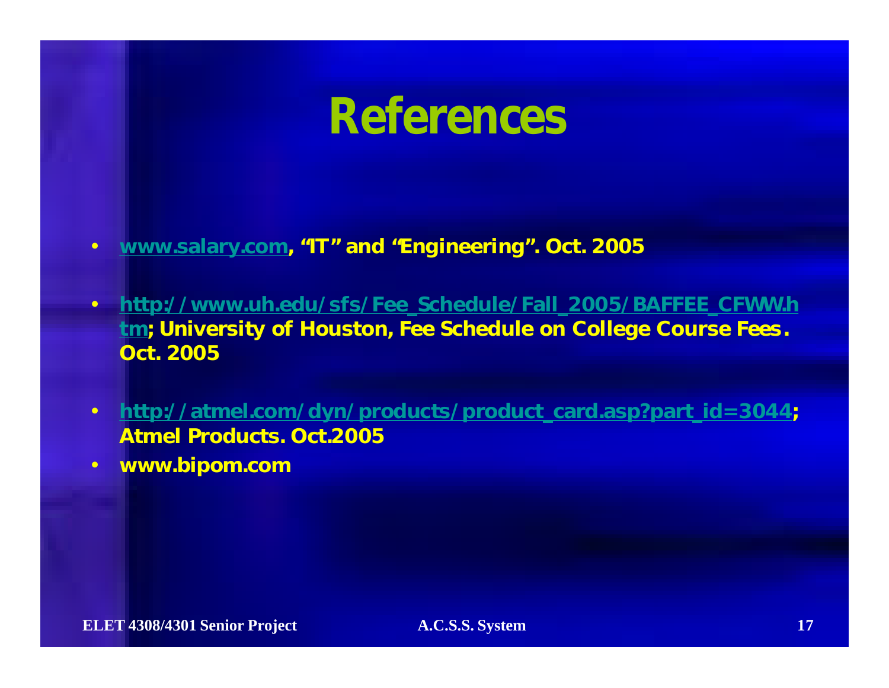# References

- www.salary.com, "IT" and "Engineering". Oct. 2005
- http://www.uh.edu/sfs/Fee_Schedule/Fall_2005/BAFFEE_CFWW.htm; University of Houston, Fee Schedule on College Course Fees. Oct. 2005
- http://atmel.com/dyn/products/product_card.asp?part_id=3044; Atmel Products. Oct.2005
- www.bipom.com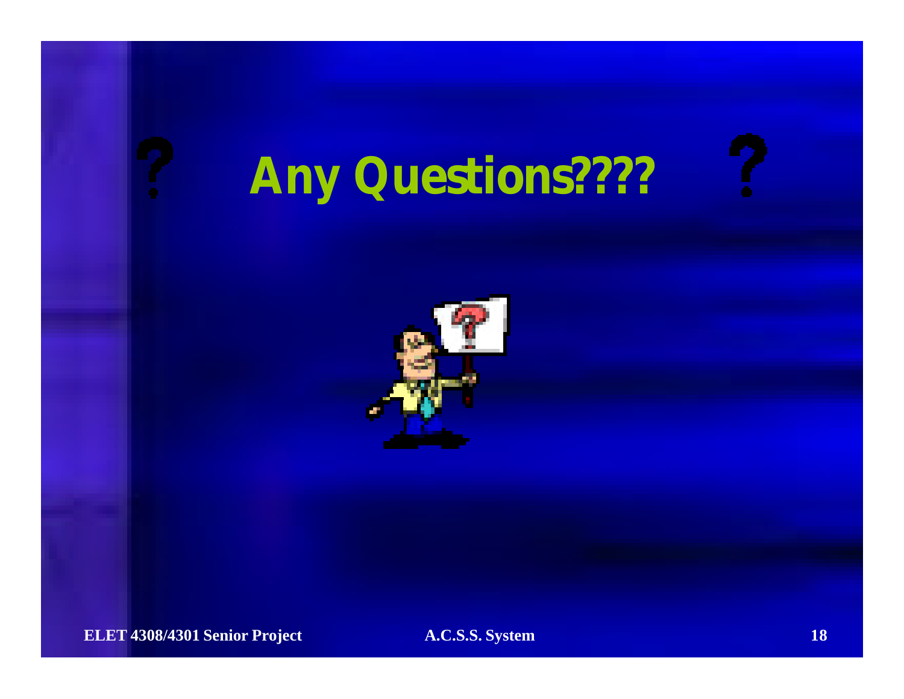# Any Questions????